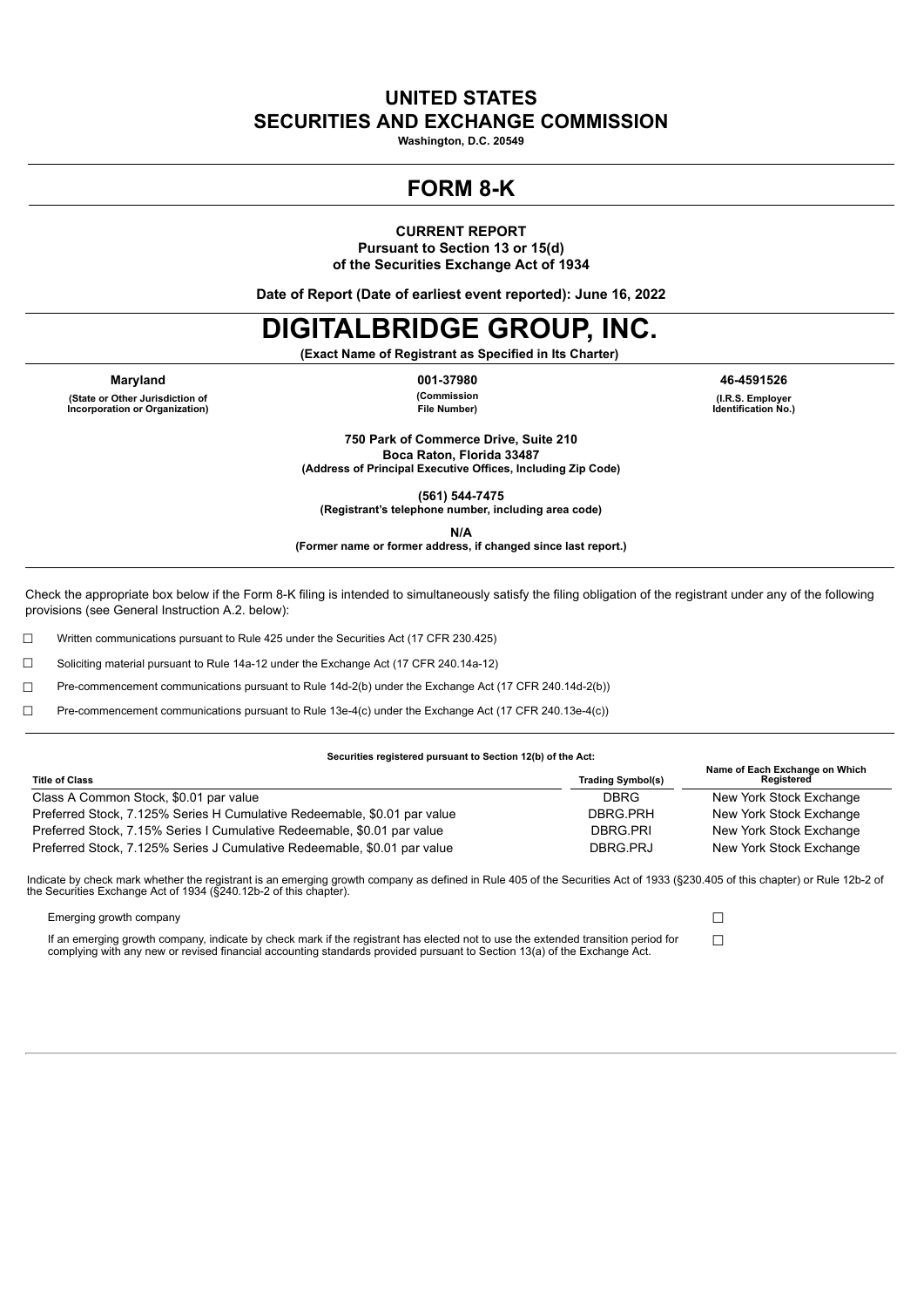# UNITED STATES
# SECURITIES AND EXCHANGE COMMISSION

**Washington, D.C. 20549**

# FORM 8-K

**CURRENT REPORT**
**Pursuant to Section 13 or 15(d)**
**of the Securities Exchange Act of 1934**

**Date of Report (Date of earliest event reported): June 16, 2022**

# DIGITALBRIDGE GROUP, INC.

**(Exact Name of Registrant as Specified in Its Charter)**

| Maryland | 001-37980 | 46-4591526 |
|---|---|---|
| (State or Other Jurisdiction of Incorporation or Organization) | (Commission File Number) | (I.R.S. Employer Identification No.) |

**750 Park of Commerce Drive, Suite 210**
**Boca Raton, Florida 33487**
**(Address of Principal Executive Offices, Including Zip Code)**

**(561) 544-7475**
**(Registrant's telephone number, including area code)**

**N/A**
**(Former name or former address, if changed since last report.)**

Check the appropriate box below if the Form 8-K filing is intended to simultaneously satisfy the filing obligation of the registrant under any of the following provisions (see General Instruction A.2. below):

☐ Written communications pursuant to Rule 425 under the Securities Act (17 CFR 230.425)

☐ Soliciting material pursuant to Rule 14a-12 under the Exchange Act (17 CFR 240.14a-12)

☐ Pre-commencement communications pursuant to Rule 14d-2(b) under the Exchange Act (17 CFR 240.14d-2(b))

☐ Pre-commencement communications pursuant to Rule 13e-4(c) under the Exchange Act (17 CFR 240.13e-4(c))

**Securities registered pursuant to Section 12(b) of the Act:**

| Title of Class | Trading Symbol(s) | Name of Each Exchange on Which Registered |
|---|---|---|
| Class A Common Stock, $0.01 par value | DBRG | New York Stock Exchange |
| Preferred Stock, 7.125% Series H Cumulative Redeemable, $0.01 par value | DBRG.PRH | New York Stock Exchange |
| Preferred Stock, 7.15% Series I Cumulative Redeemable, $0.01 par value | DBRG.PRI | New York Stock Exchange |
| Preferred Stock, 7.125% Series J Cumulative Redeemable, $0.01 par value | DBRG.PRJ | New York Stock Exchange |

Indicate by check mark whether the registrant is an emerging growth company as defined in Rule 405 of the Securities Act of 1933 (§230.405 of this chapter) or Rule 12b-2 of the Securities Exchange Act of 1934 (§240.12b-2 of this chapter).

Emerging growth company ☐

If an emerging growth company, indicate by check mark if the registrant has elected not to use the extended transition period for complying with any new or revised financial accounting standards provided pursuant to Section 13(a) of the Exchange Act. ☐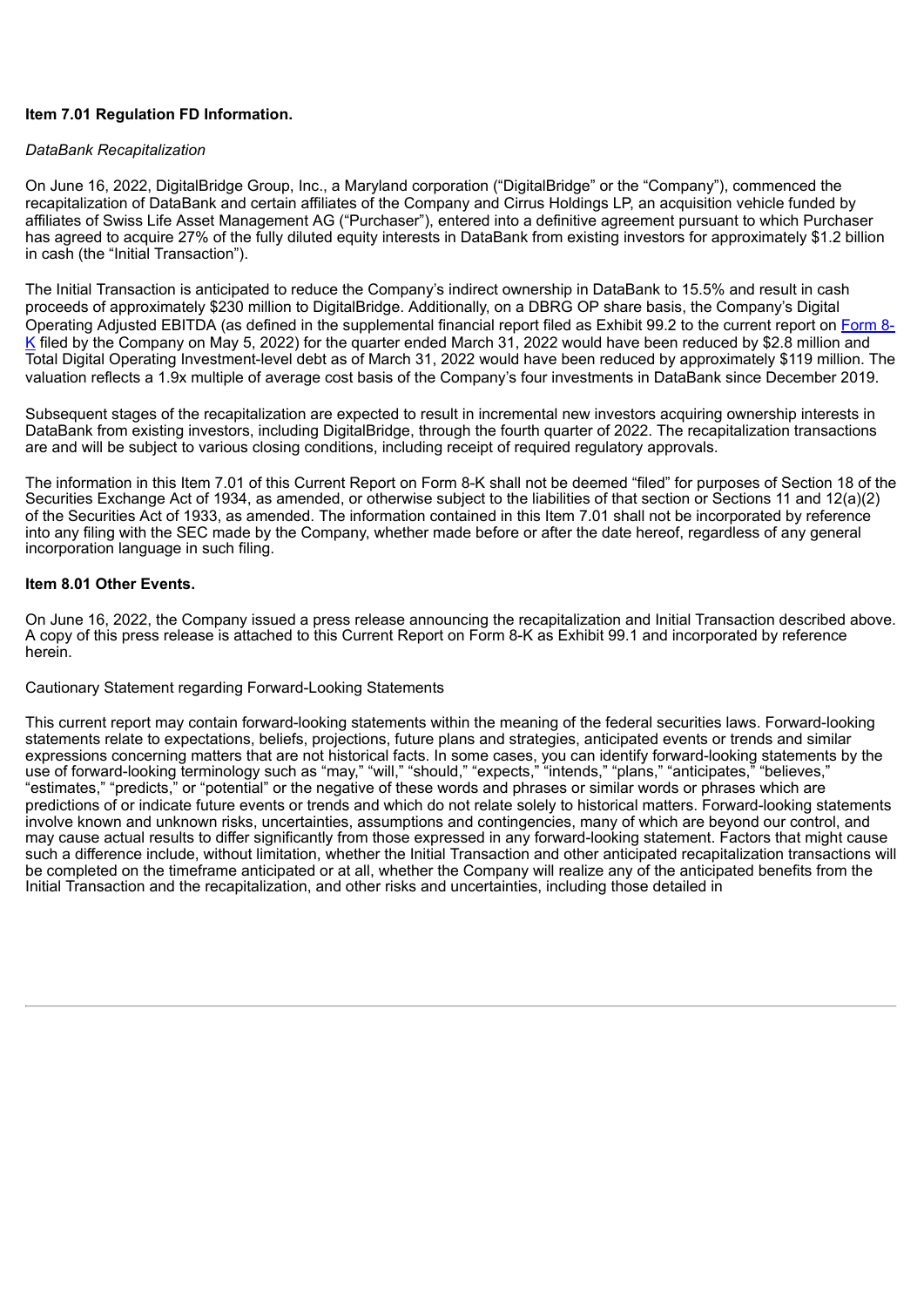**Item 7.01 Regulation FD Information.**

*DataBank Recapitalization*

On June 16, 2022, DigitalBridge Group, Inc., a Maryland corporation ("DigitalBridge" or the "Company"), commenced the recapitalization of DataBank and certain affiliates of the Company and Cirrus Holdings LP, an acquisition vehicle funded by affiliates of Swiss Life Asset Management AG ("Purchaser"), entered into a definitive agreement pursuant to which Purchaser has agreed to acquire 27% of the fully diluted equity interests in DataBank from existing investors for approximately $1.2 billion in cash (the "Initial Transaction").

The Initial Transaction is anticipated to reduce the Company's indirect ownership in DataBank to 15.5% and result in cash proceeds of approximately $230 million to DigitalBridge. Additionally, on a DBRG OP share basis, the Company's Digital Operating Adjusted EBITDA (as defined in the supplemental financial report filed as Exhibit 99.2 to the current report on Form 8-K filed by the Company on May 5, 2022) for the quarter ended March 31, 2022 would have been reduced by $2.8 million and Total Digital Operating Investment-level debt as of March 31, 2022 would have been reduced by approximately $119 million. The valuation reflects a 1.9x multiple of average cost basis of the Company's four investments in DataBank since December 2019.

Subsequent stages of the recapitalization are expected to result in incremental new investors acquiring ownership interests in DataBank from existing investors, including DigitalBridge, through the fourth quarter of 2022. The recapitalization transactions are and will be subject to various closing conditions, including receipt of required regulatory approvals.

The information in this Item 7.01 of this Current Report on Form 8-K shall not be deemed "filed" for purposes of Section 18 of the Securities Exchange Act of 1934, as amended, or otherwise subject to the liabilities of that section or Sections 11 and 12(a)(2) of the Securities Act of 1933, as amended. The information contained in this Item 7.01 shall not be incorporated by reference into any filing with the SEC made by the Company, whether made before or after the date hereof, regardless of any general incorporation language in such filing.

**Item 8.01 Other Events.**

On June 16, 2022, the Company issued a press release announcing the recapitalization and Initial Transaction described above. A copy of this press release is attached to this Current Report on Form 8-K as Exhibit 99.1 and incorporated by reference herein.

Cautionary Statement regarding Forward-Looking Statements

This current report may contain forward-looking statements within the meaning of the federal securities laws. Forward-looking statements relate to expectations, beliefs, projections, future plans and strategies, anticipated events or trends and similar expressions concerning matters that are not historical facts. In some cases, you can identify forward-looking statements by the use of forward-looking terminology such as "may," "will," "should," "expects," "intends," "plans," "anticipates," "believes," "estimates," "predicts," or "potential" or the negative of these words and phrases or similar words or phrases which are predictions of or indicate future events or trends and which do not relate solely to historical matters. Forward-looking statements involve known and unknown risks, uncertainties, assumptions and contingencies, many of which are beyond our control, and may cause actual results to differ significantly from those expressed in any forward-looking statement. Factors that might cause such a difference include, without limitation, whether the Initial Transaction and other anticipated recapitalization transactions will be completed on the timeframe anticipated or at all, whether the Company will realize any of the anticipated benefits from the Initial Transaction and the recapitalization, and other risks and uncertainties, including those detailed in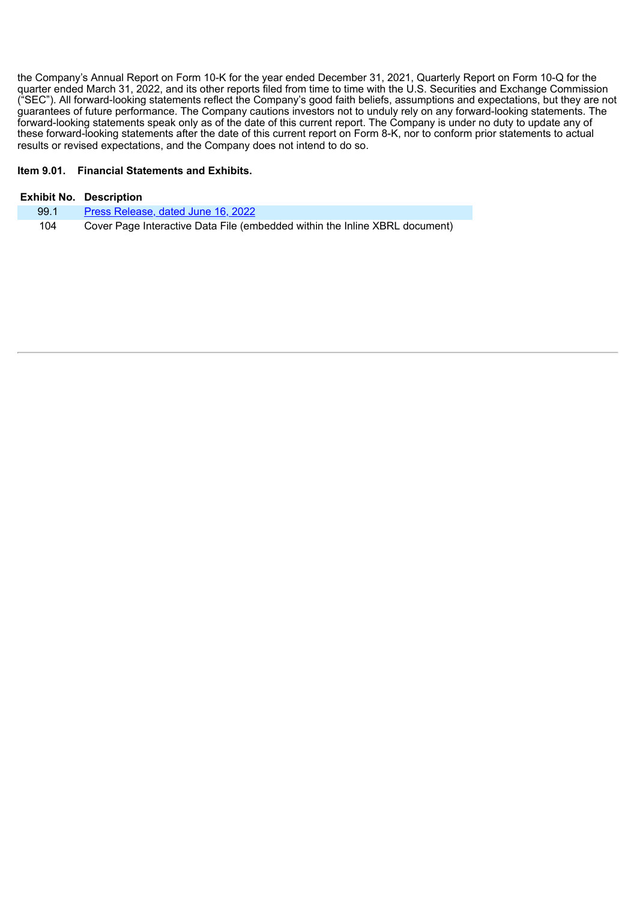the Company's Annual Report on Form 10-K for the year ended December 31, 2021, Quarterly Report on Form 10-Q for the quarter ended March 31, 2022, and its other reports filed from time to time with the U.S. Securities and Exchange Commission ("SEC"). All forward-looking statements reflect the Company's good faith beliefs, assumptions and expectations, but they are not guarantees of future performance. The Company cautions investors not to unduly rely on any forward-looking statements. The forward-looking statements speak only as of the date of this current report. The Company is under no duty to update any of these forward-looking statements after the date of this current report on Form 8-K, nor to conform prior statements to actual results or revised expectations, and the Company does not intend to do so.

**Item 9.01. Financial Statements and Exhibits.**

| Exhibit No. | Description |
| --- | --- |
| 99.1 | Press Release, dated June 16, 2022 |
| 104 | Cover Page Interactive Data File (embedded within the Inline XBRL document) |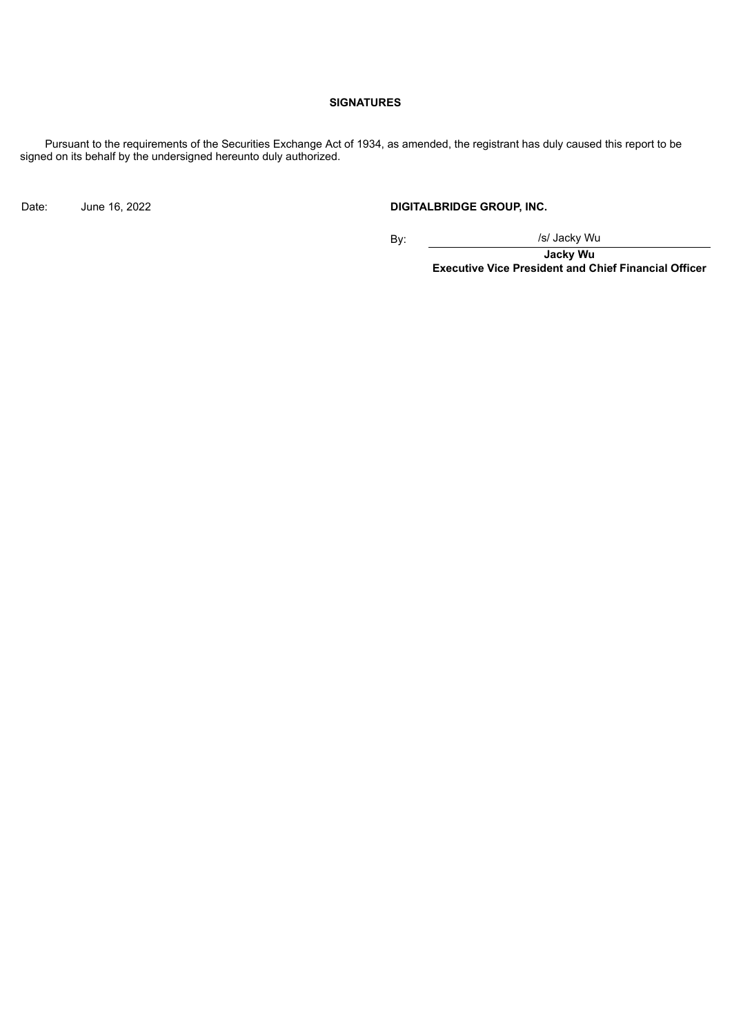**SIGNATURES**

Pursuant to the requirements of the Securities Exchange Act of 1934, as amended, the registrant has duly caused this report to be signed on its behalf by the undersigned hereunto duly authorized.

| | | | |
|---|---|---|---|
| Date: | June 16, 2022 | **DIGITALBRIDGE GROUP, INC.** | |
| | | By: | /s/ Jacky Wu |
| | | | **Jacky Wu** |
| | | | **Executive Vice President and Chief Financial Officer** |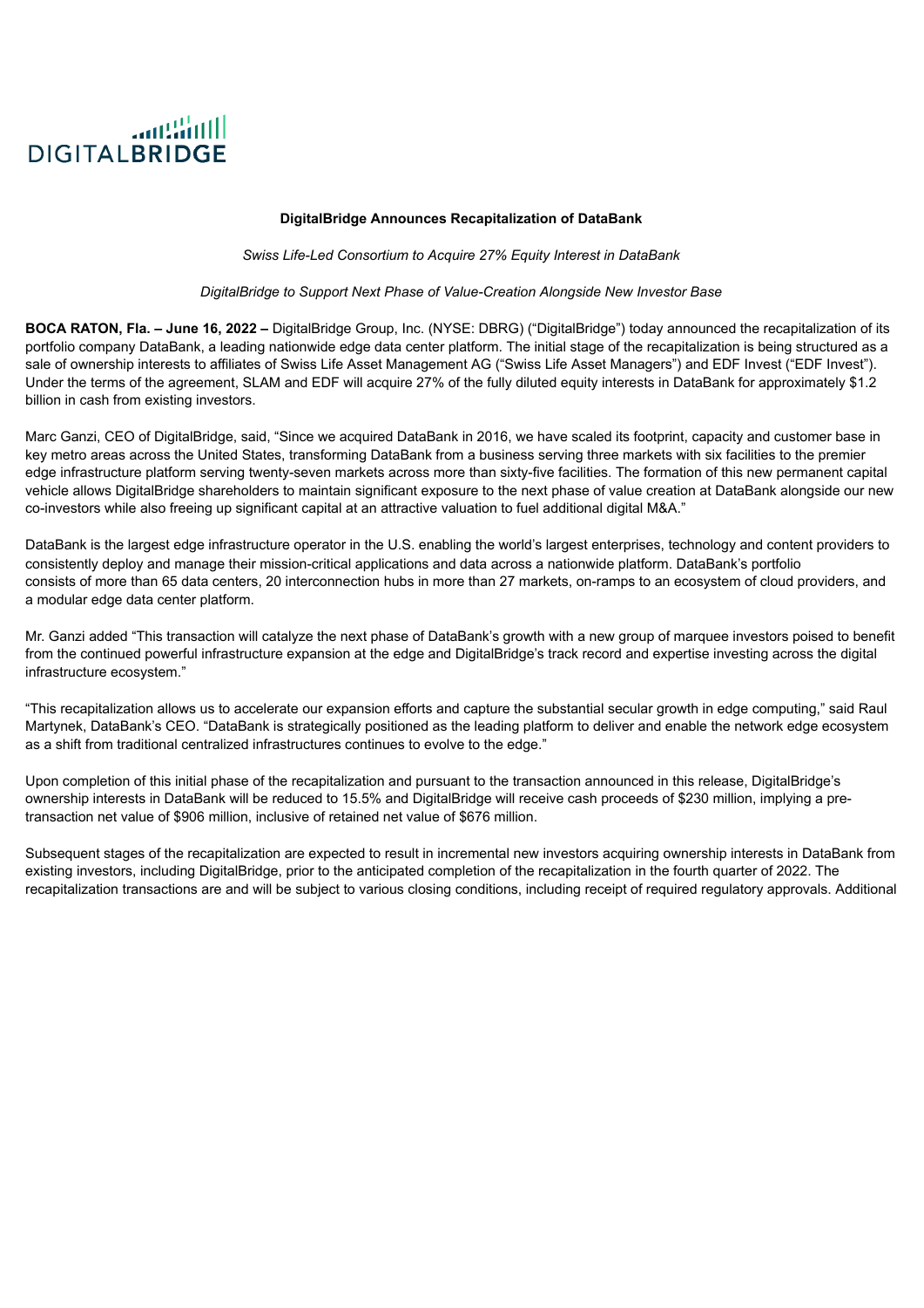DIGITALBRIDGE

**DigitalBridge Announces Recapitalization of DataBank**

*Swiss Life-Led Consortium to Acquire 27% Equity Interest in DataBank*

*DigitalBridge to Support Next Phase of Value-Creation Alongside New Investor Base*

**BOCA RATON, Fla. – June 16, 2022 –** DigitalBridge Group, Inc. (NYSE: DBRG) ("DigitalBridge") today announced the recapitalization of its portfolio company DataBank, a leading nationwide edge data center platform. The initial stage of the recapitalization is being structured as a sale of ownership interests to affiliates of Swiss Life Asset Management AG ("Swiss Life Asset Managers") and EDF Invest ("EDF Invest"). Under the terms of the agreement, SLAM and EDF will acquire 27% of the fully diluted equity interests in DataBank for approximately $1.2 billion in cash from existing investors.

Marc Ganzi, CEO of DigitalBridge, said, "Since we acquired DataBank in 2016, we have scaled its footprint, capacity and customer base in key metro areas across the United States, transforming DataBank from a business serving three markets with six facilities to the premier edge infrastructure platform serving twenty-seven markets across more than sixty-five facilities. The formation of this new permanent capital vehicle allows DigitalBridge shareholders to maintain significant exposure to the next phase of value creation at DataBank alongside our new co-investors while also freeing up significant capital at an attractive valuation to fuel additional digital M&A."

DataBank is the largest edge infrastructure operator in the U.S. enabling the world's largest enterprises, technology and content providers to consistently deploy and manage their mission-critical applications and data across a nationwide platform. DataBank's portfolio consists of more than 65 data centers, 20 interconnection hubs in more than 27 markets, on-ramps to an ecosystem of cloud providers, and a modular edge data center platform.

Mr. Ganzi added "This transaction will catalyze the next phase of DataBank's growth with a new group of marquee investors poised to benefit from the continued powerful infrastructure expansion at the edge and DigitalBridge's track record and expertise investing across the digital infrastructure ecosystem."

"This recapitalization allows us to accelerate our expansion efforts and capture the substantial secular growth in edge computing," said Raul Martynek, DataBank's CEO. "DataBank is strategically positioned as the leading platform to deliver and enable the network edge ecosystem as a shift from traditional centralized infrastructures continues to evolve to the edge."

Upon completion of this initial phase of the recapitalization and pursuant to the transaction announced in this release, DigitalBridge's ownership interests in DataBank will be reduced to 15.5% and DigitalBridge will receive cash proceeds of $230 million, implying a pre-transaction net value of $906 million, inclusive of retained net value of $676 million.

Subsequent stages of the recapitalization are expected to result in incremental new investors acquiring ownership interests in DataBank from existing investors, including DigitalBridge, prior to the anticipated completion of the recapitalization in the fourth quarter of 2022. The recapitalization transactions are and will be subject to various closing conditions, including receipt of required regulatory approvals. Additional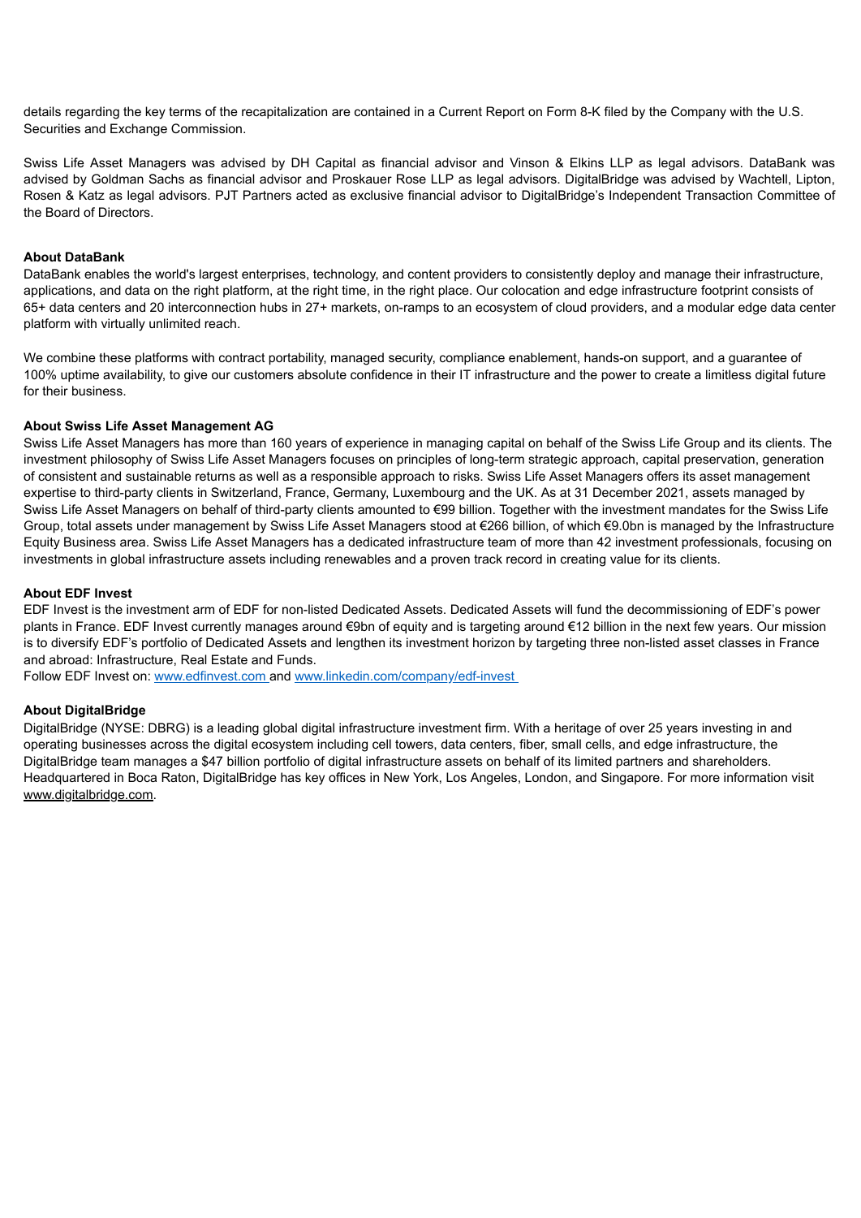details regarding the key terms of the recapitalization are contained in a Current Report on Form 8-K filed by the Company with the U.S. Securities and Exchange Commission.

Swiss Life Asset Managers was advised by DH Capital as financial advisor and Vinson & Elkins LLP as legal advisors. DataBank was advised by Goldman Sachs as financial advisor and Proskauer Rose LLP as legal advisors. DigitalBridge was advised by Wachtell, Lipton, Rosen & Katz as legal advisors. PJT Partners acted as exclusive financial advisor to DigitalBridge's Independent Transaction Committee of the Board of Directors.

**About DataBank**

DataBank enables the world's largest enterprises, technology, and content providers to consistently deploy and manage their infrastructure, applications, and data on the right platform, at the right time, in the right place. Our colocation and edge infrastructure footprint consists of 65+ data centers and 20 interconnection hubs in 27+ markets, on-ramps to an ecosystem of cloud providers, and a modular edge data center platform with virtually unlimited reach.

We combine these platforms with contract portability, managed security, compliance enablement, hands-on support, and a guarantee of 100% uptime availability, to give our customers absolute confidence in their IT infrastructure and the power to create a limitless digital future for their business.

**About Swiss Life Asset Management AG**

Swiss Life Asset Managers has more than 160 years of experience in managing capital on behalf of the Swiss Life Group and its clients. The investment philosophy of Swiss Life Asset Managers focuses on principles of long-term strategic approach, capital preservation, generation of consistent and sustainable returns as well as a responsible approach to risks. Swiss Life Asset Managers offers its asset management expertise to third-party clients in Switzerland, France, Germany, Luxembourg and the UK. As at 31 December 2021, assets managed by Swiss Life Asset Managers on behalf of third-party clients amounted to €99 billion. Together with the investment mandates for the Swiss Life Group, total assets under management by Swiss Life Asset Managers stood at €266 billion, of which €9.0bn is managed by the Infrastructure Equity Business area. Swiss Life Asset Managers has a dedicated infrastructure team of more than 42 investment professionals, focusing on investments in global infrastructure assets including renewables and a proven track record in creating value for its clients.

**About EDF Invest**

EDF Invest is the investment arm of EDF for non-listed Dedicated Assets. Dedicated Assets will fund the decommissioning of EDF's power plants in France. EDF Invest currently manages around €9bn of equity and is targeting around €12 billion in the next few years. Our mission is to diversify EDF's portfolio of Dedicated Assets and lengthen its investment horizon by targeting three non-listed asset classes in France and abroad: Infrastructure, Real Estate and Funds.

Follow EDF Invest on: [www.edfinvest.com](http://www.edfinvest.com) and [www.linkedin.com/company/edf-invest](http://www.linkedin.com/company/edf-invest)

**About DigitalBridge**

DigitalBridge (NYSE: DBRG) is a leading global digital infrastructure investment firm. With a heritage of over 25 years investing in and operating businesses across the digital ecosystem including cell towers, data centers, fiber, small cells, and edge infrastructure, the DigitalBridge team manages a $47 billion portfolio of digital infrastructure assets on behalf of its limited partners and shareholders. Headquartered in Boca Raton, DigitalBridge has key offices in New York, Los Angeles, London, and Singapore. For more information visit [www.digitalbridge.com](http://www.digitalbridge.com).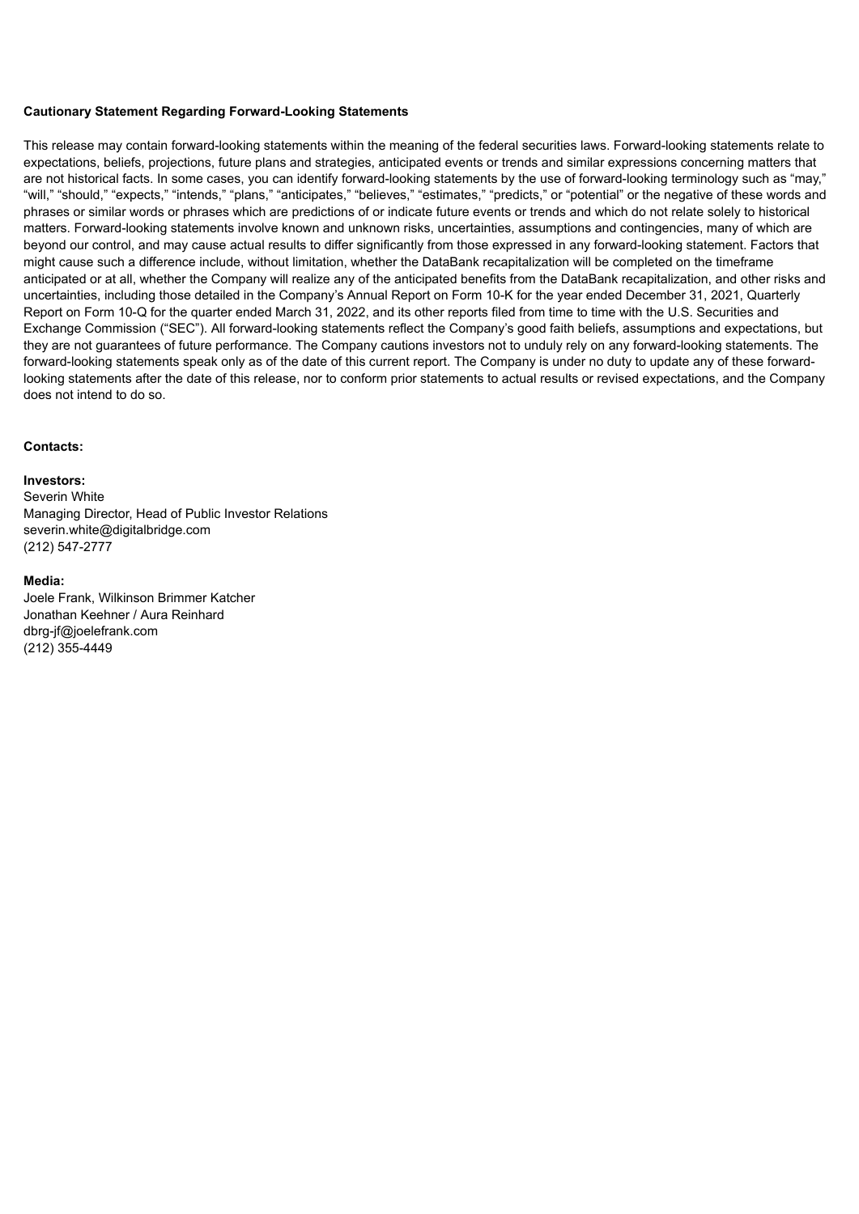**Cautionary Statement Regarding Forward-Looking Statements**

This release may contain forward-looking statements within the meaning of the federal securities laws. Forward-looking statements relate to expectations, beliefs, projections, future plans and strategies, anticipated events or trends and similar expressions concerning matters that are not historical facts. In some cases, you can identify forward-looking statements by the use of forward-looking terminology such as “may,” “will,” “should,” “expects,” “intends,” “plans,” “anticipates,” “believes,” “estimates,” “predicts,” or “potential” or the negative of these words and phrases or similar words or phrases which are predictions of or indicate future events or trends and which do not relate solely to historical matters. Forward-looking statements involve known and unknown risks, uncertainties, assumptions and contingencies, many of which are beyond our control, and may cause actual results to differ significantly from those expressed in any forward-looking statement. Factors that might cause such a difference include, without limitation, whether the DataBank recapitalization will be completed on the timeframe anticipated or at all, whether the Company will realize any of the anticipated benefits from the DataBank recapitalization, and other risks and uncertainties, including those detailed in the Company’s Annual Report on Form 10-K for the year ended December 31, 2021, Quarterly Report on Form 10-Q for the quarter ended March 31, 2022, and its other reports filed from time to time with the U.S. Securities and Exchange Commission (“SEC”). All forward-looking statements reflect the Company’s good faith beliefs, assumptions and expectations, but they are not guarantees of future performance. The Company cautions investors not to unduly rely on any forward-looking statements. The forward-looking statements speak only as of the date of this current report. The Company is under no duty to update any of these forward-looking statements after the date of this release, nor to conform prior statements to actual results or revised expectations, and the Company does not intend to do so.

**Contacts:**

**Investors:**
Severin White
Managing Director, Head of Public Investor Relations
severin.white@digitalbridge.com
(212) 547-2777

**Media:**
Joele Frank, Wilkinson Brimmer Katcher
Jonathan Keehner / Aura Reinhard
dbrg-jf@joelefrank.com
(212) 355-4449